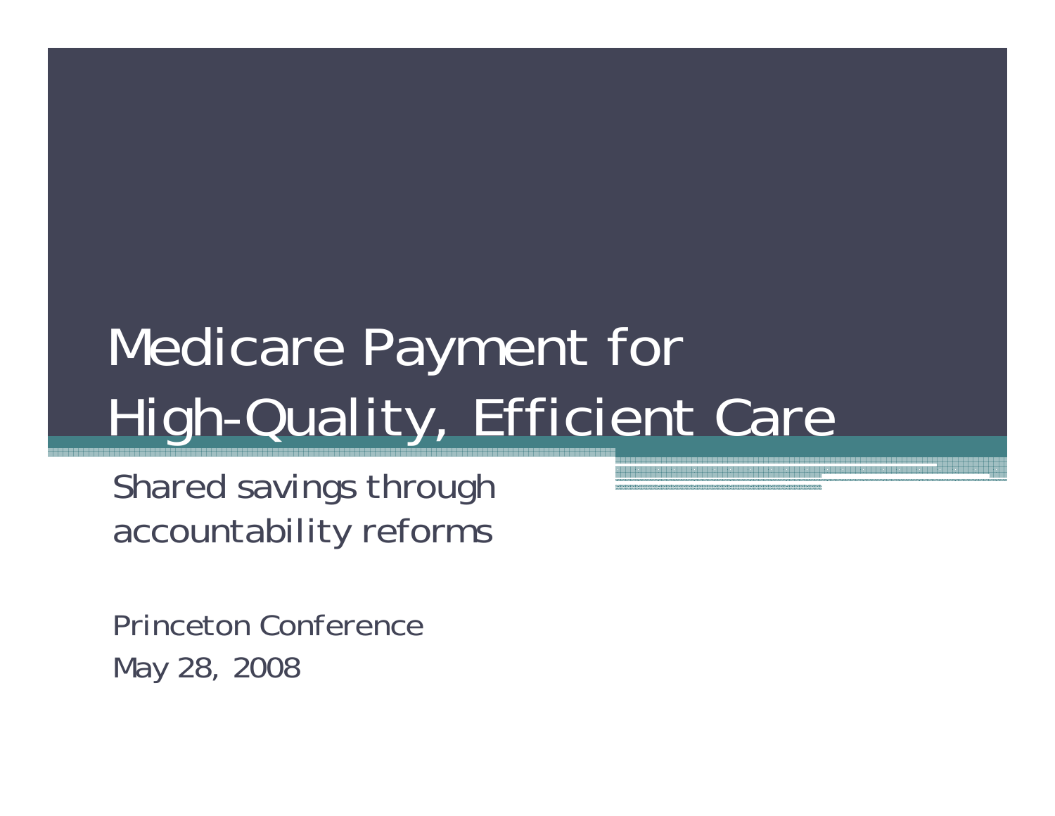# Medicare Payment for High-Quality, Efficient Care

Shared savings through accountability reforms

Princeton Conference
May 28, 2008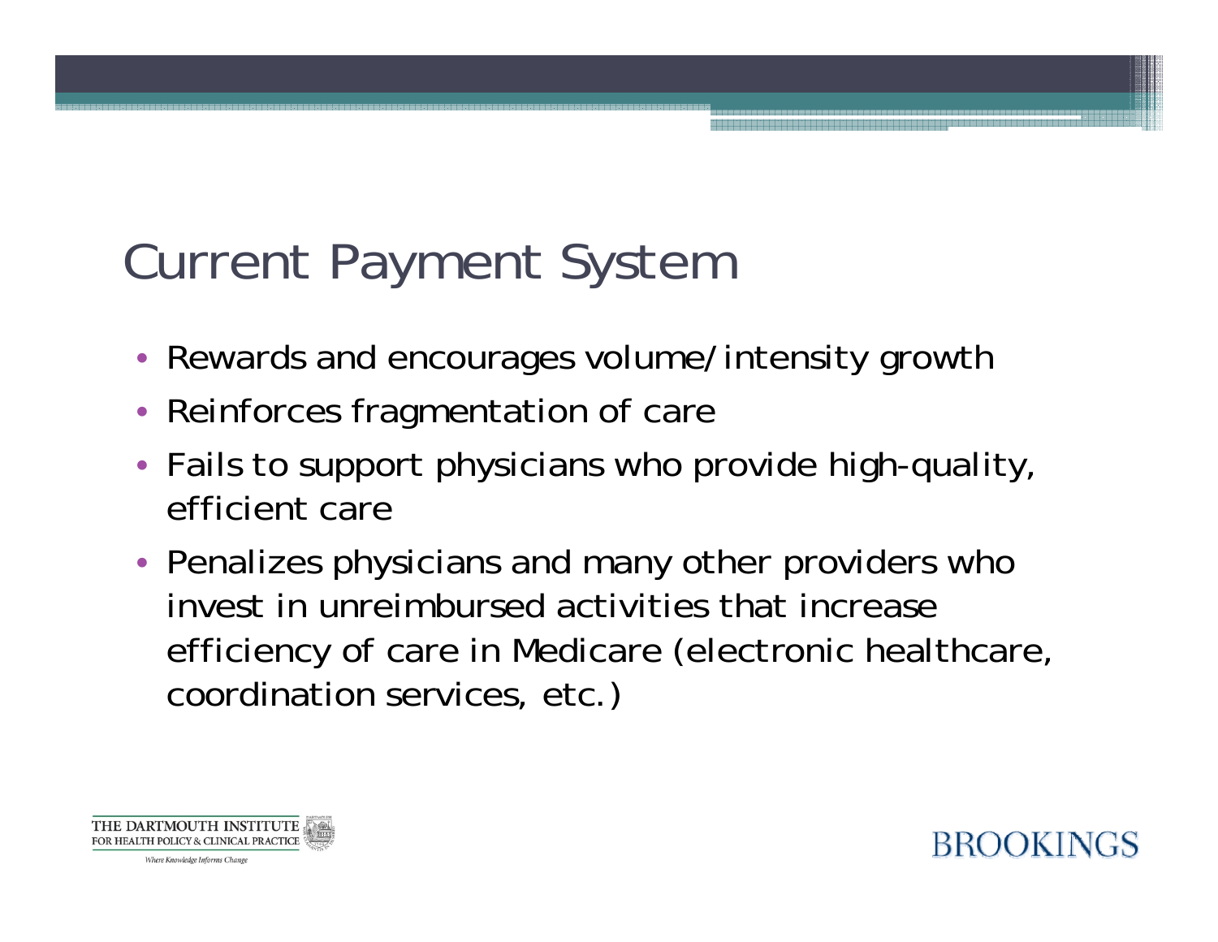# Current Payment System

- Rewards and encourages volume/intensity growth
- Reinforces fragmentation of care
- Fails to support physicians who provide high-quality, efficient care
- Penalizes physicians and many other providers who invest in unreimbursed activities that increase efficiency of care in Medicare (electronic healthcare, coordination services, etc.)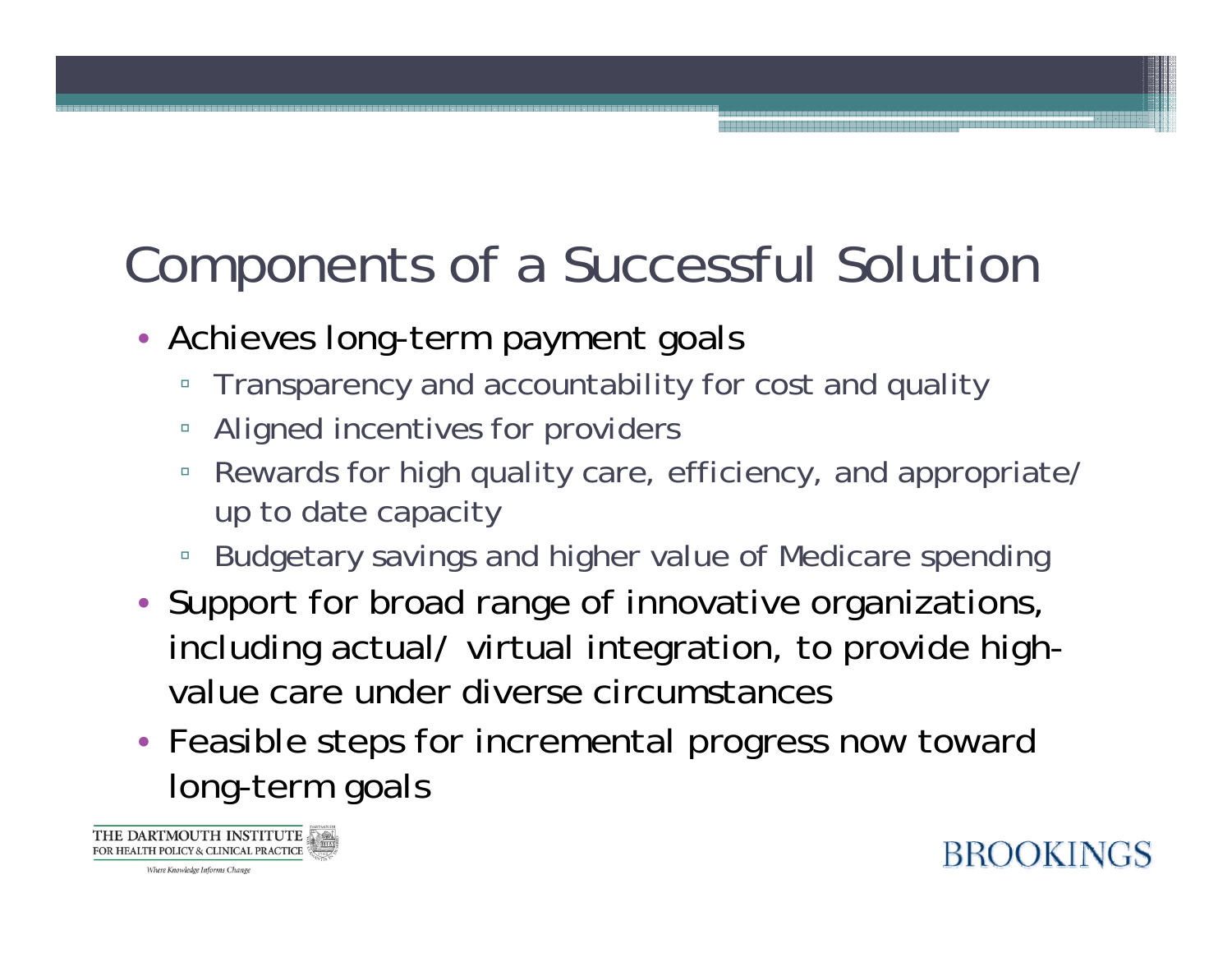# Components of a Successful Solution

- Achieves long-term payment goals
  - Transparency and accountability for cost and quality
  - Aligned incentives for providers
  - Rewards for high quality care, efficiency, and appropriate/ up to date capacity
  - Budgetary savings and higher value of Medicare spending
- Support for broad range of innovative organizations, including actual/ virtual integration, to provide high-value care under diverse circumstances
- Feasible steps for incremental progress now toward long-term goals

THE DARTMOUTH INSTITUTE FOR HEALTH POLICY & CLINICAL PRACTICE

*Where Knowledge Informs Change*

BROOKINGS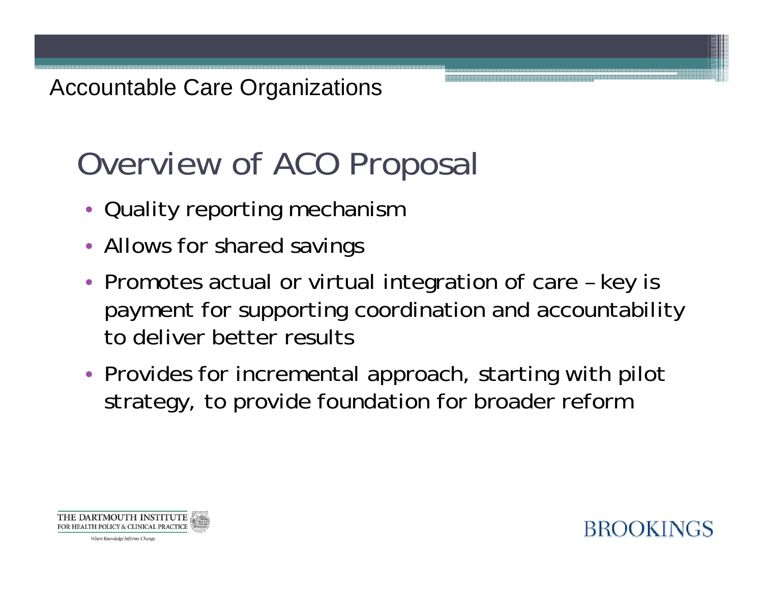Accountable Care Organizations

# Overview of ACO Proposal

- Quality reporting mechanism
- Allows for shared savings
- Promotes actual or virtual integration of care – key is payment for supporting coordination and accountability to deliver better results
- Provides for incremental approach, starting with pilot strategy, to provide foundation for broader reform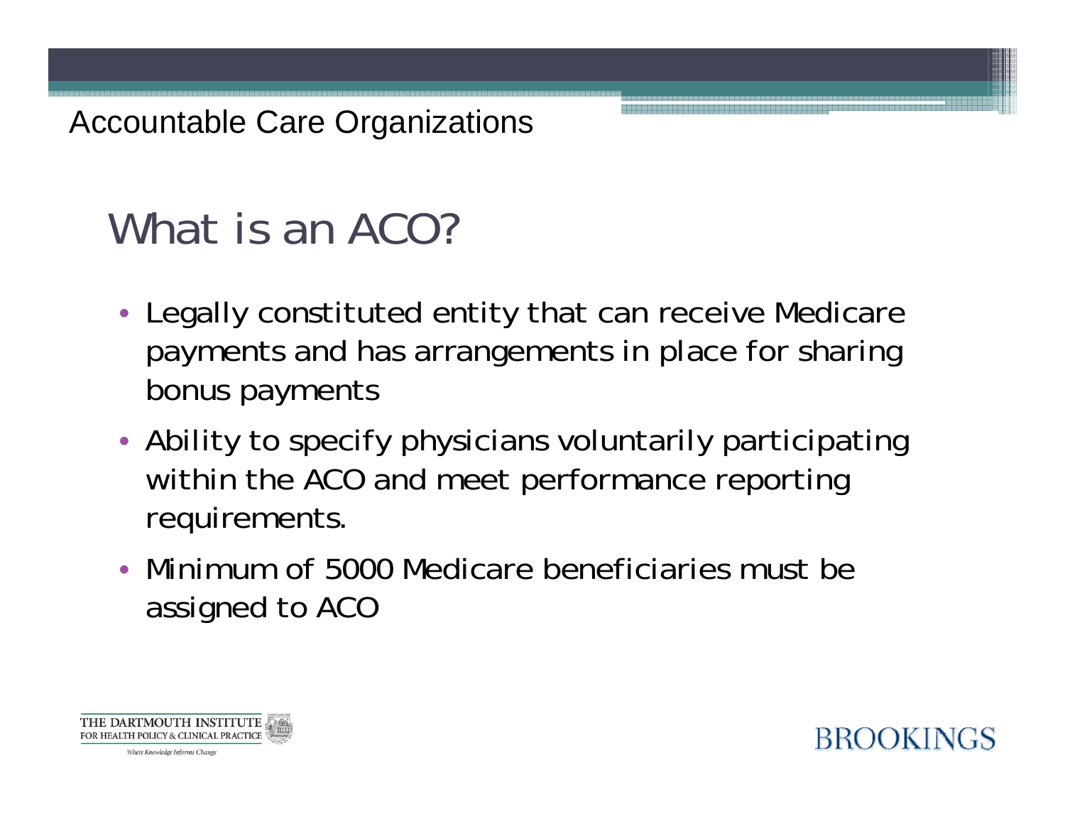Accountable Care Organizations

# What is an ACO?

- Legally constituted entity that can receive Medicare payments and has arrangements in place for sharing bonus payments
- Ability to specify physicians voluntarily participating within the ACO and meet performance reporting requirements.
- Minimum of 5000 Medicare beneficiaries must be assigned to ACO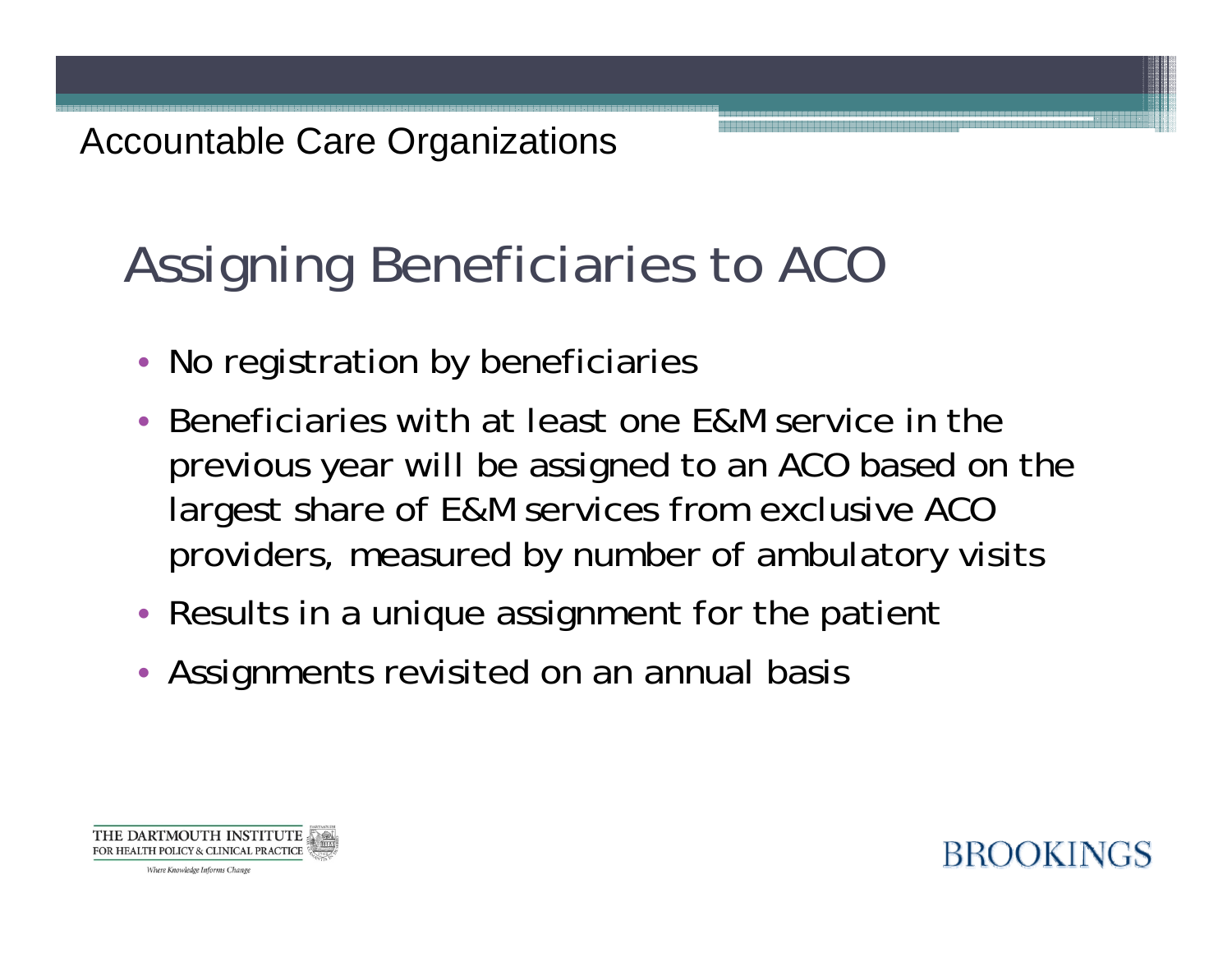# Assigning Beneficiaries to ACO

- No registration by beneficiaries
- Beneficiaries with at least one E&M service in the previous year will be assigned to an ACO based on the largest share of E&M services from exclusive ACO providers, measured by number of ambulatory visits
- Results in a unique assignment for the patient
- Assignments revisited on an annual basis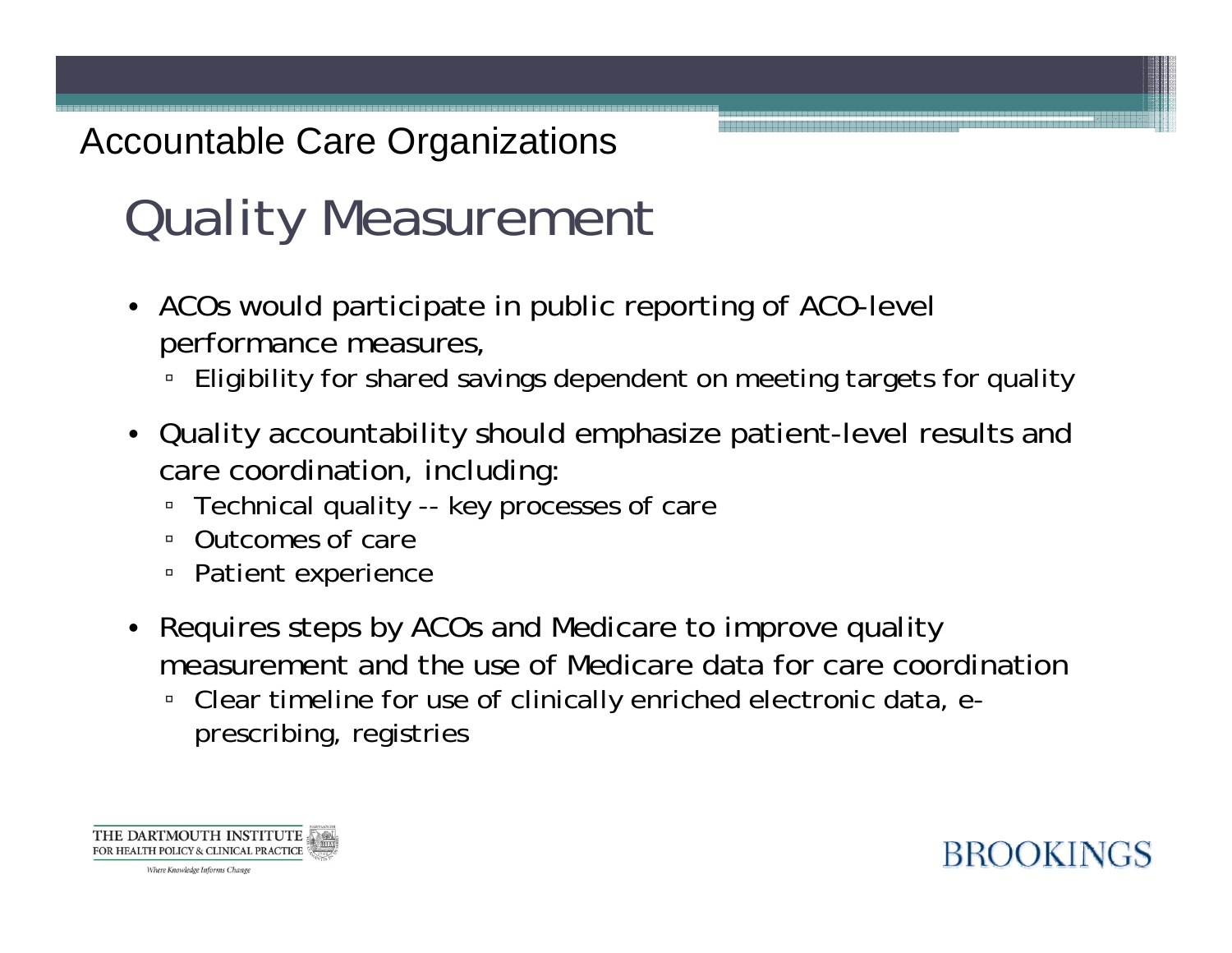Accountable Care Organizations

# Quality Measurement

- ACOs would participate in public reporting of ACO-level performance measures,
  - Eligibility for shared savings dependent on meeting targets for quality
- Quality accountability should emphasize patient-level results and care coordination, including:
  - Technical quality -- key processes of care
  - Outcomes of care
  - Patient experience
- Requires steps by ACOs and Medicare to improve quality measurement and the use of Medicare data for care coordination
  - Clear timeline for use of clinically enriched electronic data, e-prescribing, registries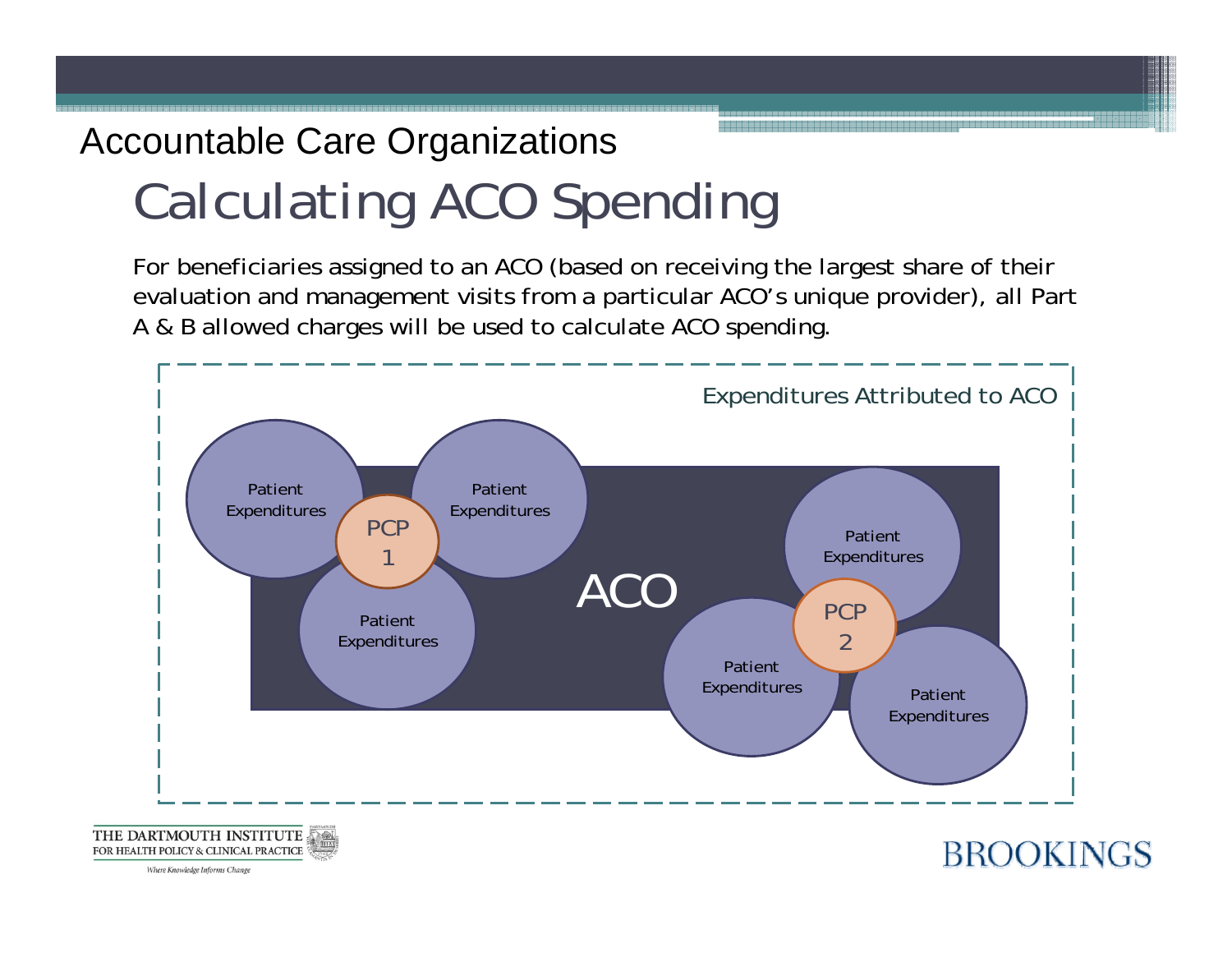Accountable Care Organizations

# Calculating ACO Spending

For beneficiaries assigned to an ACO (based on receiving the largest share of their evaluation and management visits from a particular ACO's unique provider), all Part A & B allowed charges will be used to calculate ACO spending.

Expenditures Attributed to ACO

ACO

PCP 1

PCP 2

Patient Expenditures

Patient Expenditures

Patient Expenditures

Patient Expenditures

Patient Expenditures

Patient Expenditures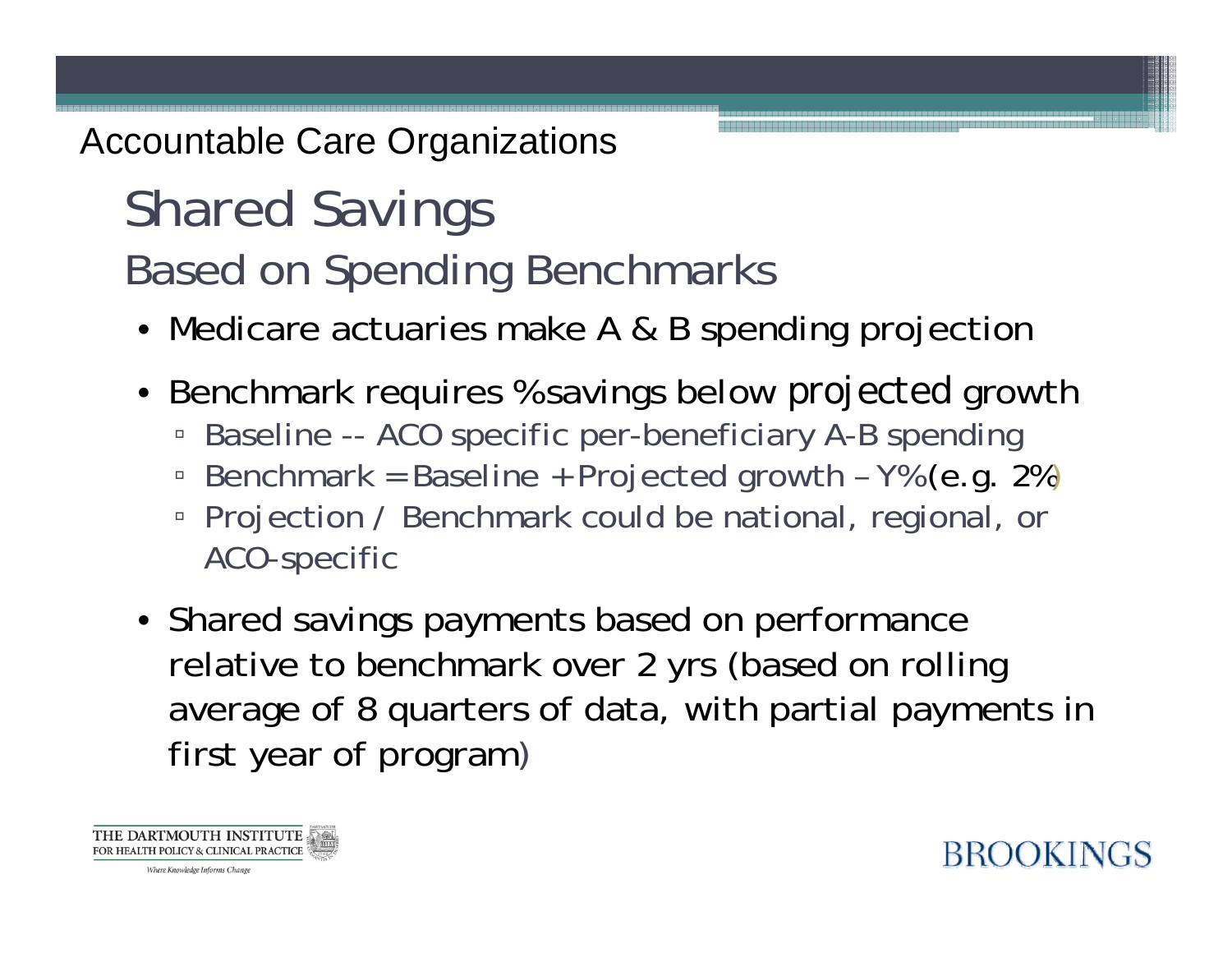Accountable Care Organizations

# Shared Savings

## Based on Spending Benchmarks

- Medicare actuaries make A & B spending projection
- Benchmark requires % savings below projected growth
  - Baseline -- ACO specific per-beneficiary A-B spending
  - Benchmark = Baseline + Projected growth – Y% (e.g. 2%)
  - Projection / Benchmark could be national, regional, or ACO-specific
- Shared savings payments based on performance relative to benchmark over 2 yrs (based on rolling average of 8 quarters of data, with partial payments in first year of program)

THE DARTMOUTH INSTITUTE FOR HEALTH POLICY & CLINICAL PRACTICE

*Where Knowledge Informs Change*

BROOKINGS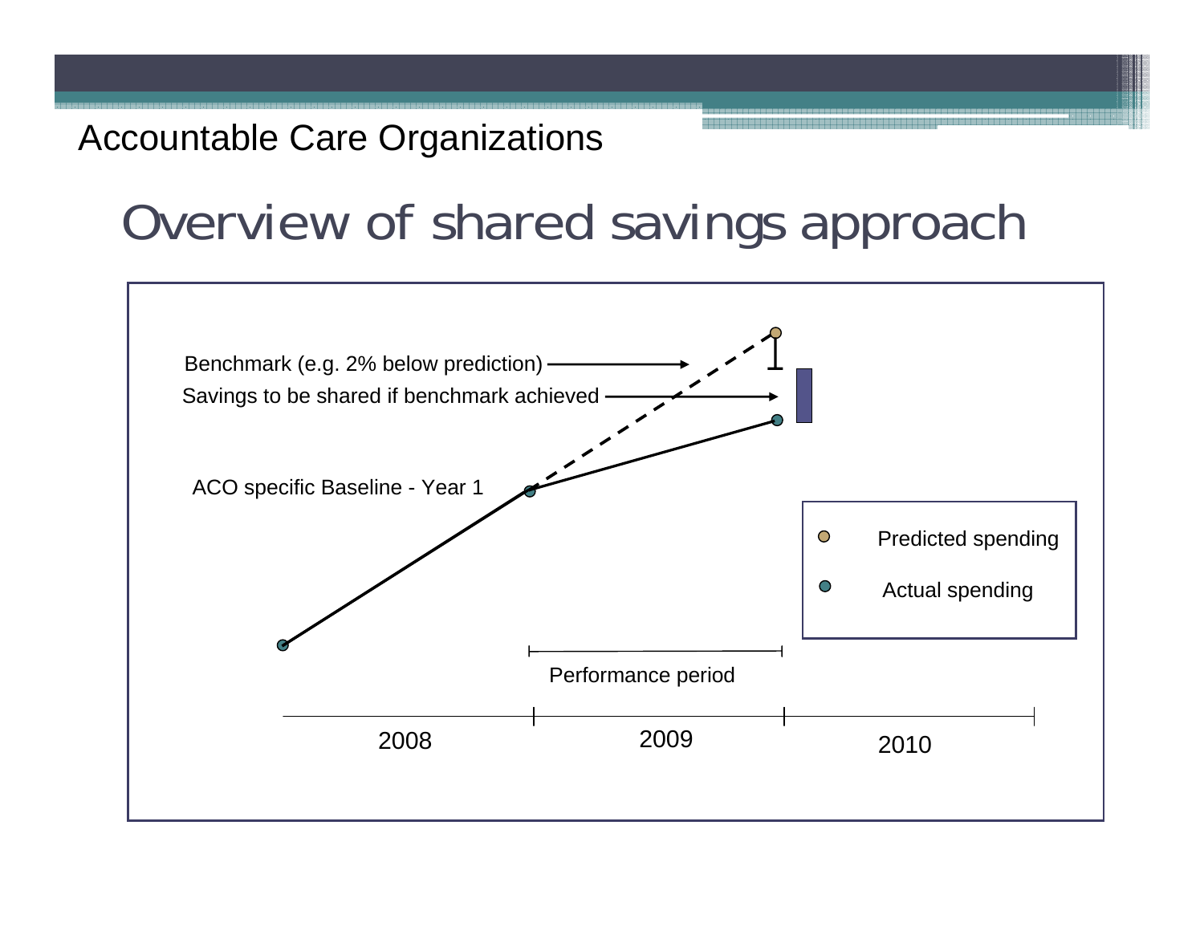Accountable Care Organizations

# Overview of shared savings approach

Benchmark (e.g. 2% below prediction)

Savings to be shared if benchmark achieved

ACO specific Baseline - Year 1

Predicted spending

Actual spending

Performance period

2008

2009

2010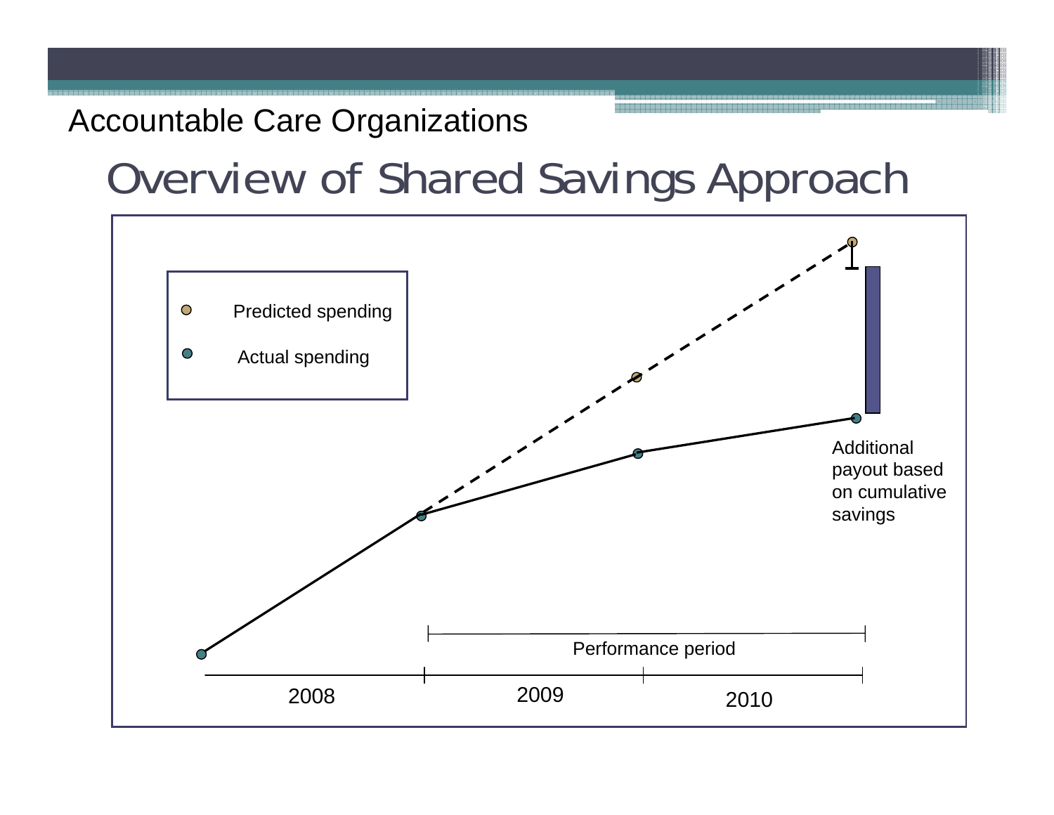Accountable Care Organizations

# Overview of Shared Savings Approach

Predicted spending

Actual spending

Additional payout based on cumulative savings

Performance period

2008

2009

2010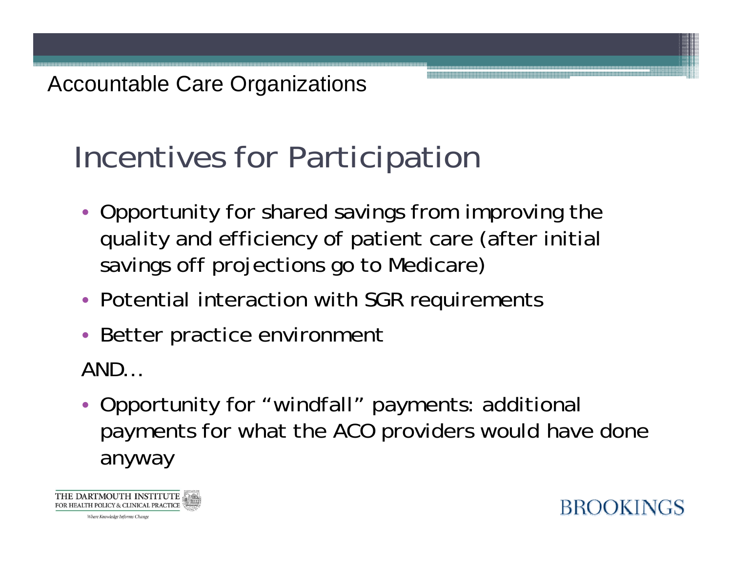Accountable Care Organizations

# Incentives for Participation

- Opportunity for shared savings from improving the quality and efficiency of patient care (after initial savings off projections go to Medicare)
- Potential interaction with SGR requirements
- Better practice environment

AND…

- Opportunity for "windfall" payments: additional payments for what the ACO providers would have done anyway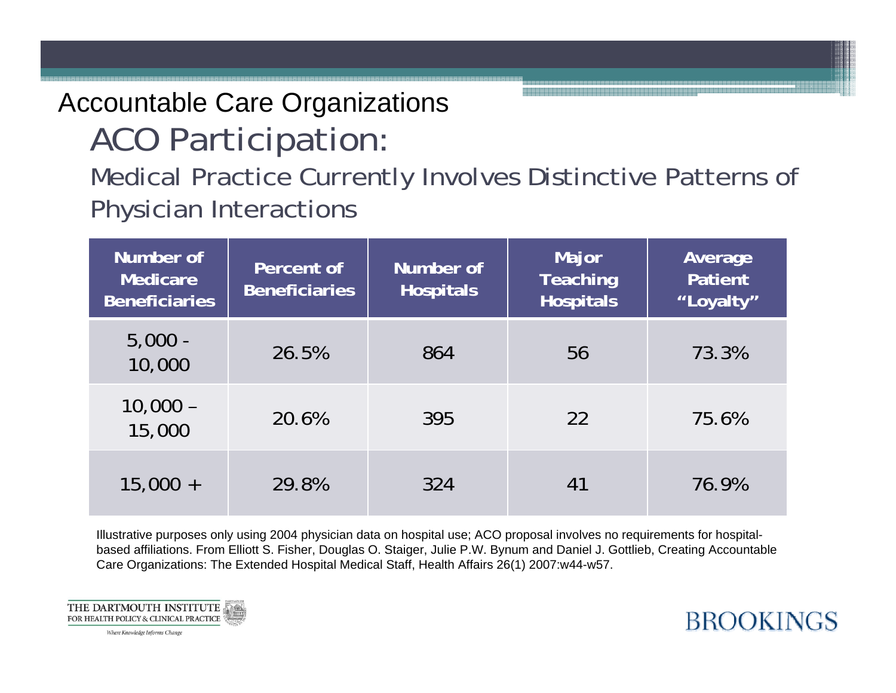Accountable Care Organizations

# ACO Participation:

## Medical Practice Currently Involves Distinctive Patterns of Physician Interactions

| Number of Medicare Beneficiaries | Percent of Beneficiaries | Number of Hospitals | Major Teaching Hospitals | Average Patient "Loyalty" |
|---|---|---|---|---|
| 5,000 - 10,000 | 26.5% | 864 | 56 | 73.3% |
| 10,000 – 15,000 | 20.6% | 395 | 22 | 75.6% |
| 15,000 + | 29.8% | 324 | 41 | 76.9% |

Illustrative purposes only using 2004 physician data on hospital use; ACO proposal involves no requirements for hospital-based affiliations. From Elliott S. Fisher, Douglas O. Staiger, Julie P.W. Bynum and Daniel J. Gottlieb, Creating Accountable Care Organizations: The Extended Hospital Medical Staff, Health Affairs 26(1) 2007:w44-w57.

THE DARTMOUTH INSTITUTE FOR HEALTH POLICY & CLINICAL PRACTICE

*Where Knowledge Informs Change*

BROOKINGS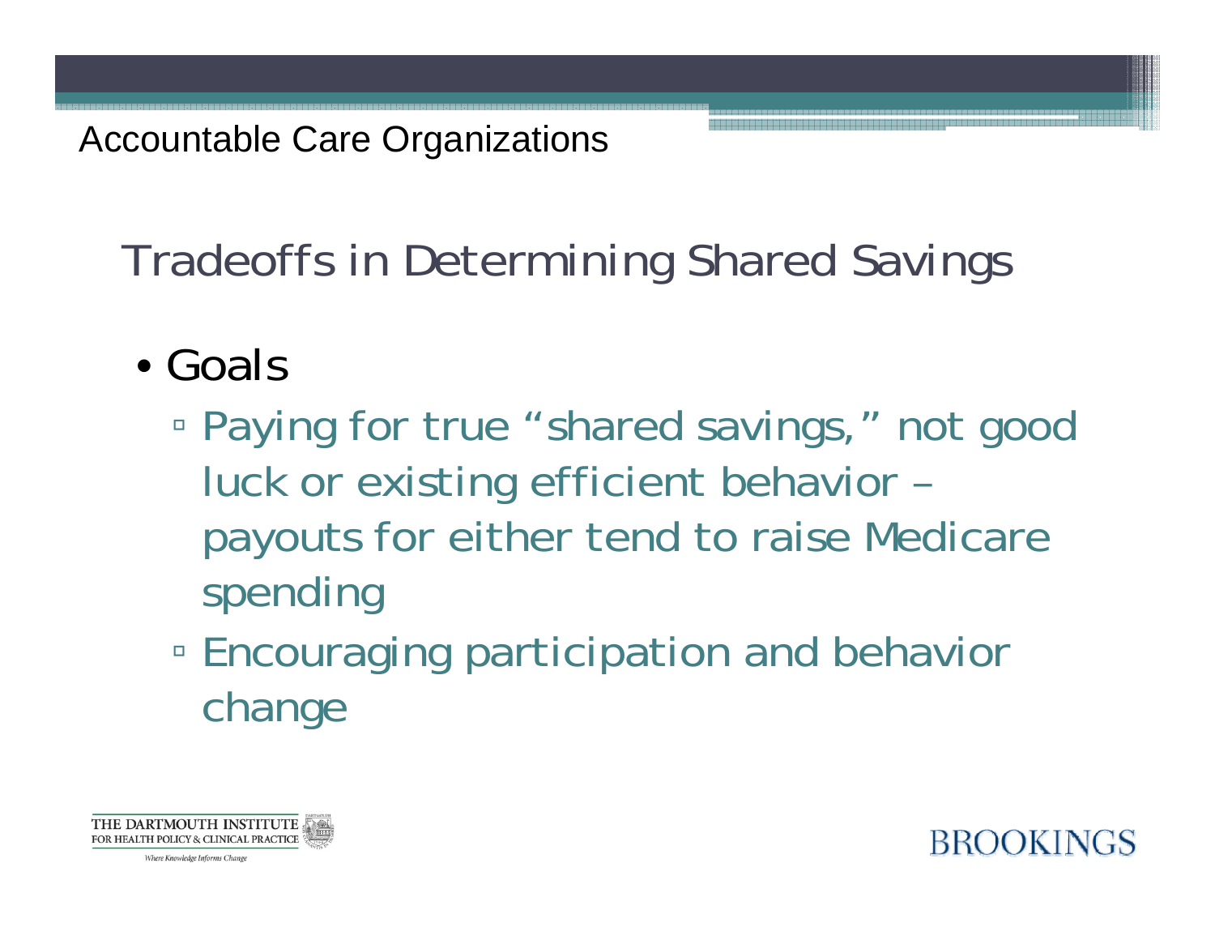Accountable Care Organizations

## Tradeoffs in Determining Shared Savings

- Goals
  - Paying for true "shared savings," not good luck or existing efficient behavior – payouts for either tend to raise Medicare spending
  - Encouraging participation and behavior change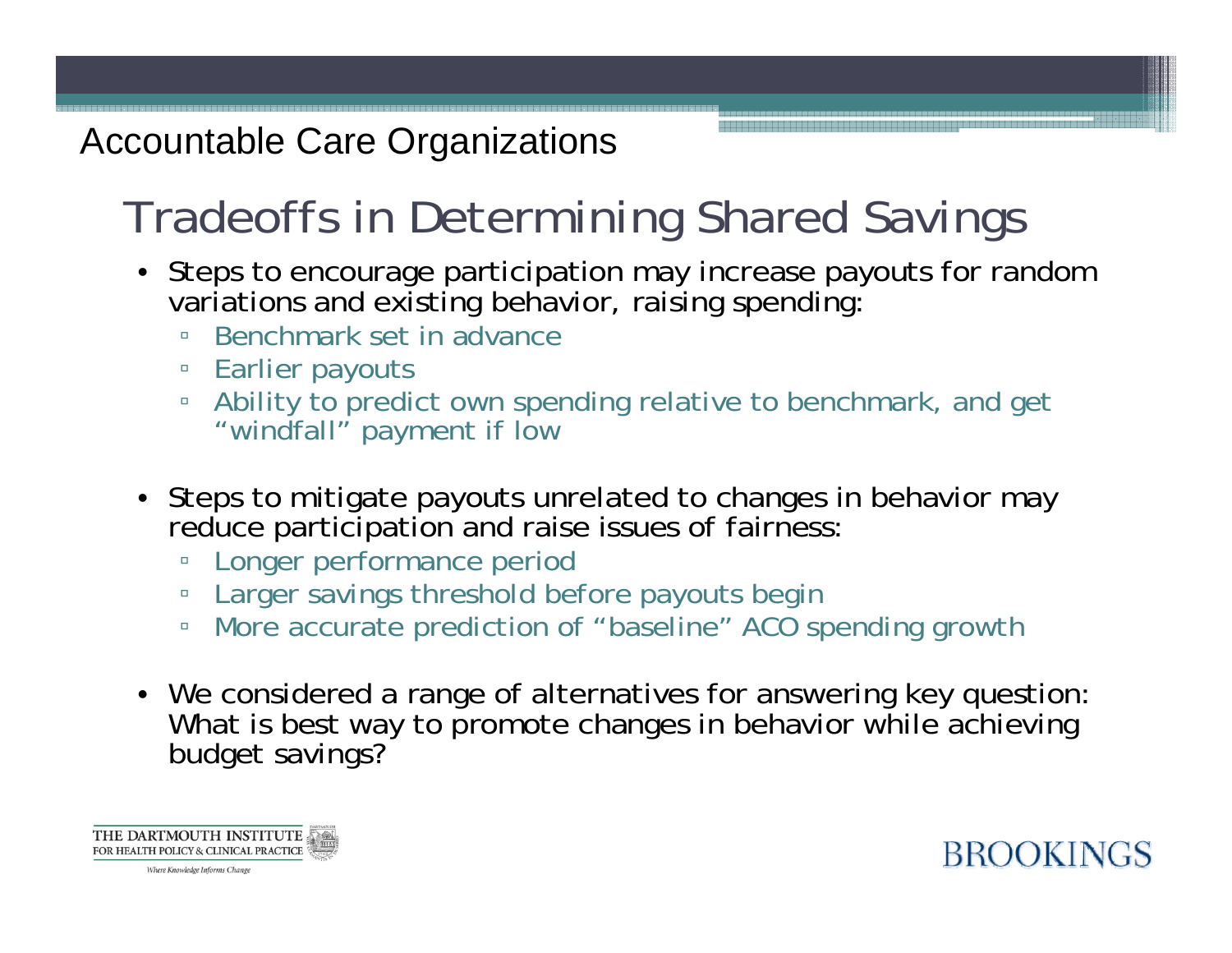Accountable Care Organizations

# Tradeoffs in Determining Shared Savings

- Steps to encourage participation may increase payouts for random variations and existing behavior, raising spending:
  - Benchmark set in advance
  - Earlier payouts
  - Ability to predict own spending relative to benchmark, and get "windfall" payment if low

- Steps to mitigate payouts unrelated to changes in behavior may reduce participation and raise issues of fairness:
  - Longer performance period
  - Larger savings threshold before payouts begin
  - More accurate prediction of "baseline" ACO spending growth

- We considered a range of alternatives for answering key question: What is best way to promote changes in behavior while achieving budget savings?

THE DARTMOUTH INSTITUTE FOR HEALTH POLICY & CLINICAL PRACTICE
*Where Knowledge Informs Change*

BROOKINGS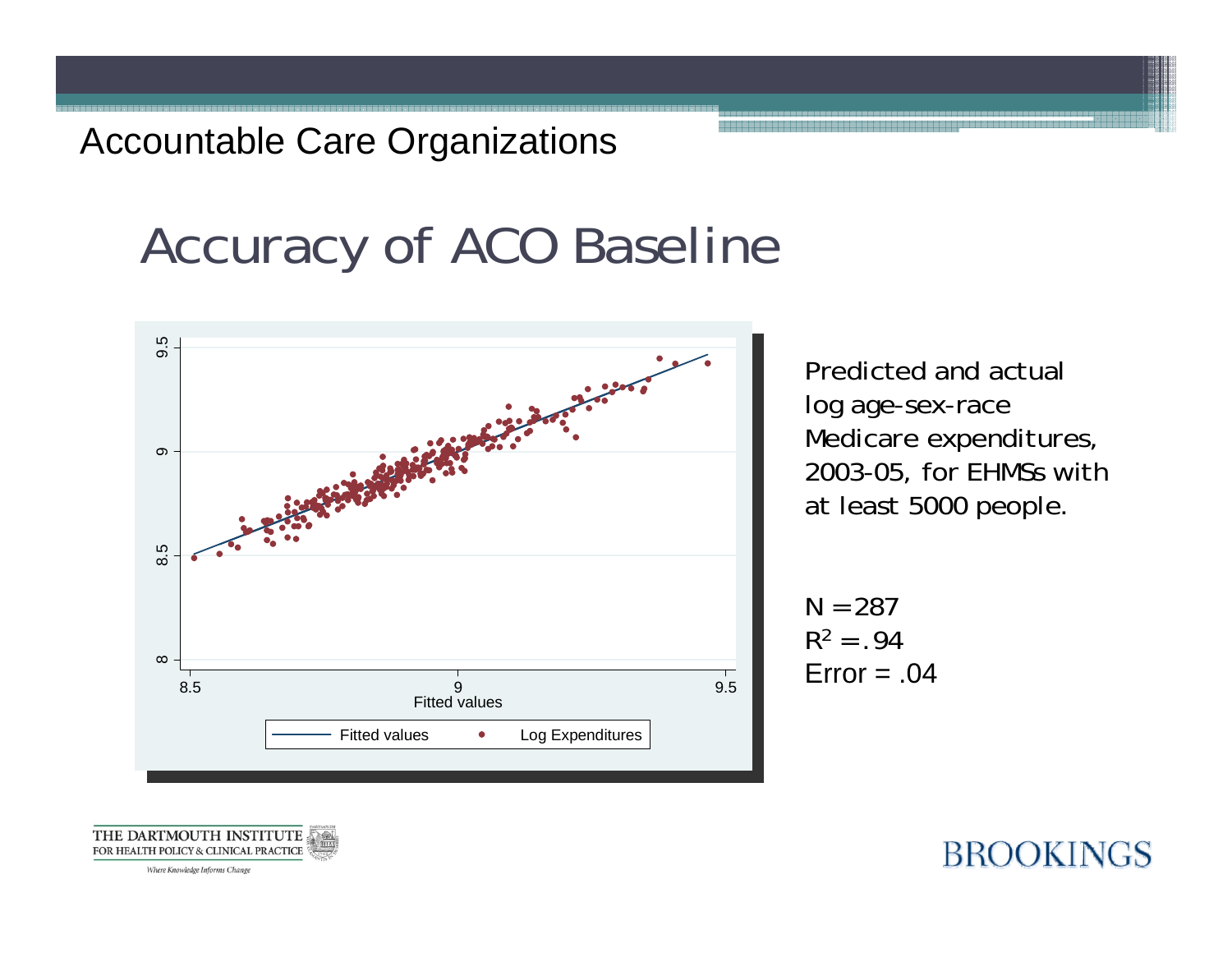Accountable Care Organizations

# Accuracy of ACO Baseline

Predicted and actual log age-sex-race Medicare expenditures, 2003-05, for EHMSs with at least 5000 people.

N = 287
$R^2$ = .94
Error = .04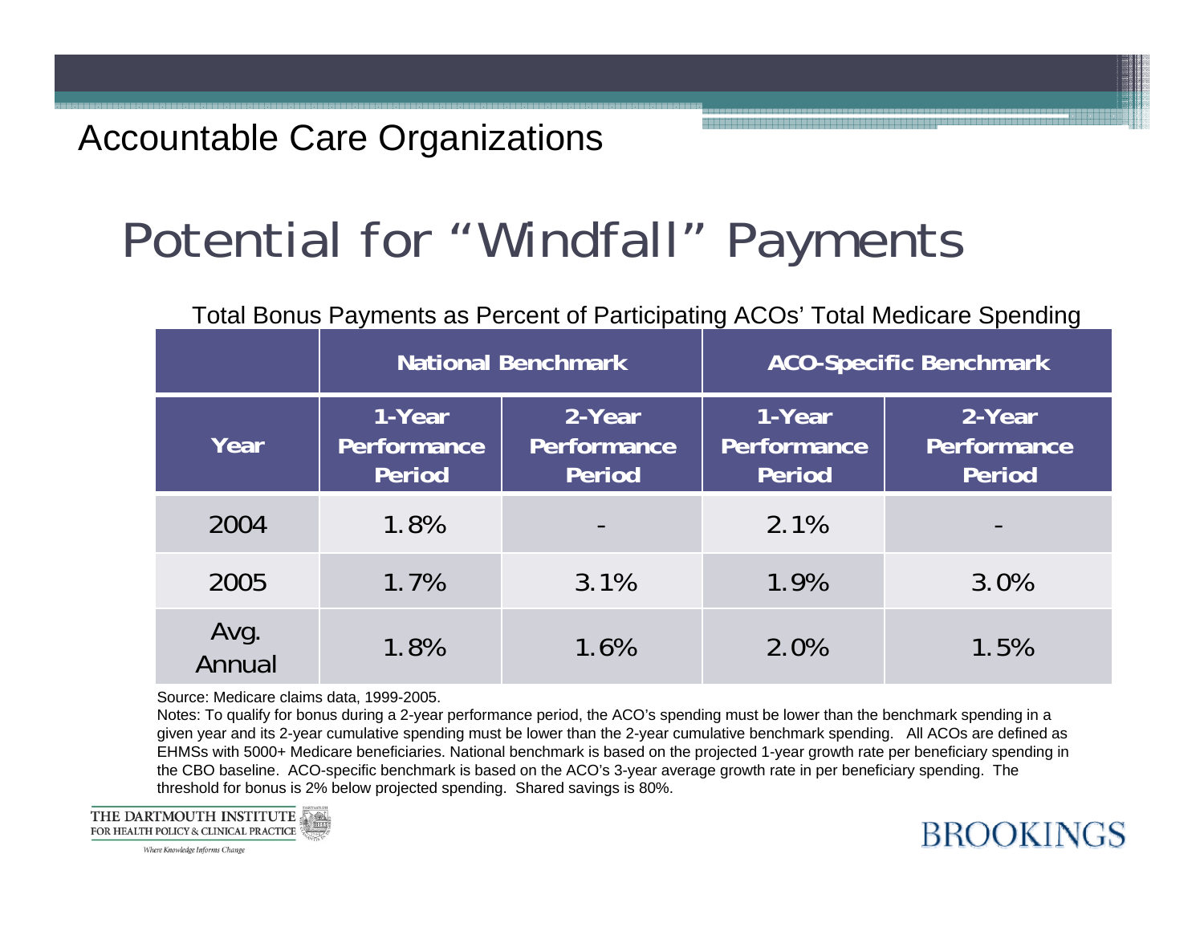Accountable Care Organizations

# Potential for "Windfall" Payments

Total Bonus Payments as Percent of Participating ACOs' Total Medicare Spending

| | National Benchmark | | ACO-Specific Benchmark | |
|---|---|---|---|---|
| **Year** | **1-Year Performance Period** | **2-Year Performance Period** | **1-Year Performance Period** | **2-Year Performance Period** |
| 2004 | 1.8% | - | 2.1% | - |
| 2005 | 1.7% | 3.1% | 1.9% | 3.0% |
| Avg. Annual | 1.8% | 1.6% | 2.0% | 1.5% |

Source: Medicare claims data, 1999-2005.

Notes: To qualify for bonus during a 2-year performance period, the ACO's spending must be lower than the benchmark spending in a given year and its 2-year cumulative spending must be lower than the 2-year cumulative benchmark spending. All ACOs are defined as EHMSs with 5000+ Medicare beneficiaries. National benchmark is based on the projected 1-year growth rate per beneficiary spending in the CBO baseline. ACO-specific benchmark is based on the ACO's 3-year average growth rate in per beneficiary spending. The threshold for bonus is 2% below projected spending. Shared savings is 80%.

THE DARTMOUTH INSTITUTE FOR HEALTH POLICY & CLINICAL PRACTICE

*Where Knowledge Informs Change*

BROOKINGS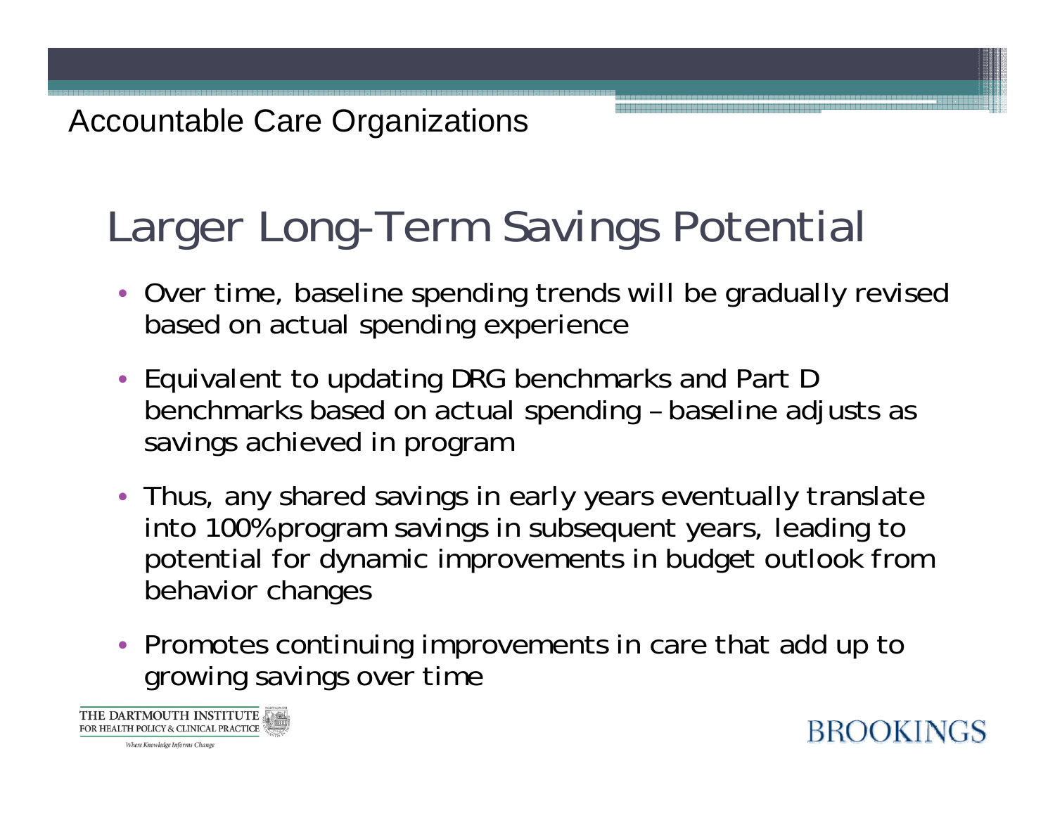Accountable Care Organizations

# Larger Long-Term Savings Potential

- Over time, baseline spending trends will be gradually revised based on actual spending experience
- Equivalent to updating DRG benchmarks and Part D benchmarks based on actual spending – baseline adjusts as savings achieved in program
- Thus, any shared savings in early years eventually translate into 100% program savings in subsequent years, leading to potential for dynamic improvements in budget outlook from behavior changes
- Promotes continuing improvements in care that add up to growing savings over time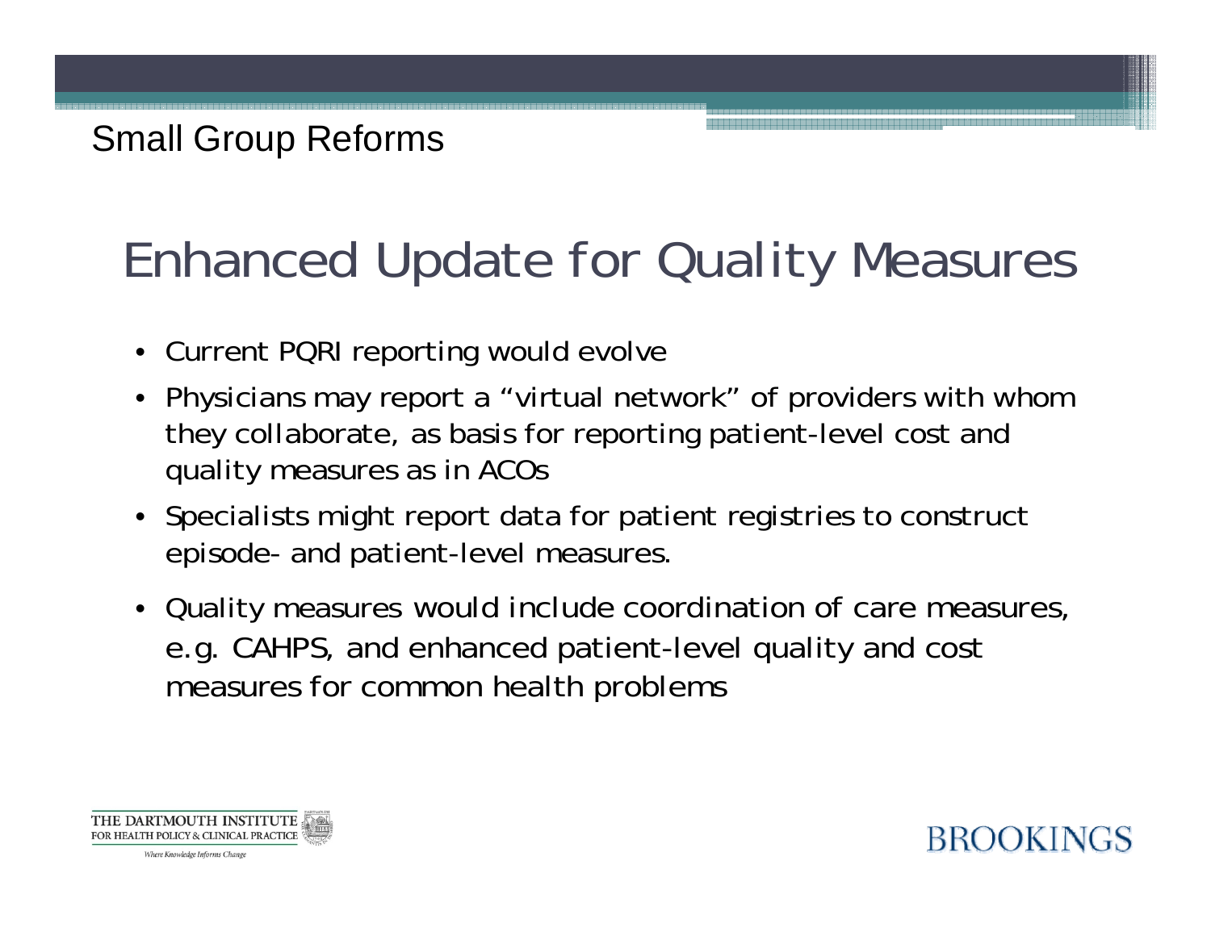Small Group Reforms

# Enhanced Update for Quality Measures

- Current PQRI reporting would evolve
- Physicians may report a "virtual network" of providers with whom they collaborate, as basis for reporting patient-level cost and quality measures as in ACOs
- Specialists might report data for patient registries to construct episode- and patient-level measures.
- Quality measures would include coordination of care measures, e.g. CAHPS, and enhanced patient-level quality and cost measures for common health problems

THE DARTMOUTH INSTITUTE FOR HEALTH POLICY & CLINICAL PRACTICE
*Where Knowledge Informs Change*

BROOKINGS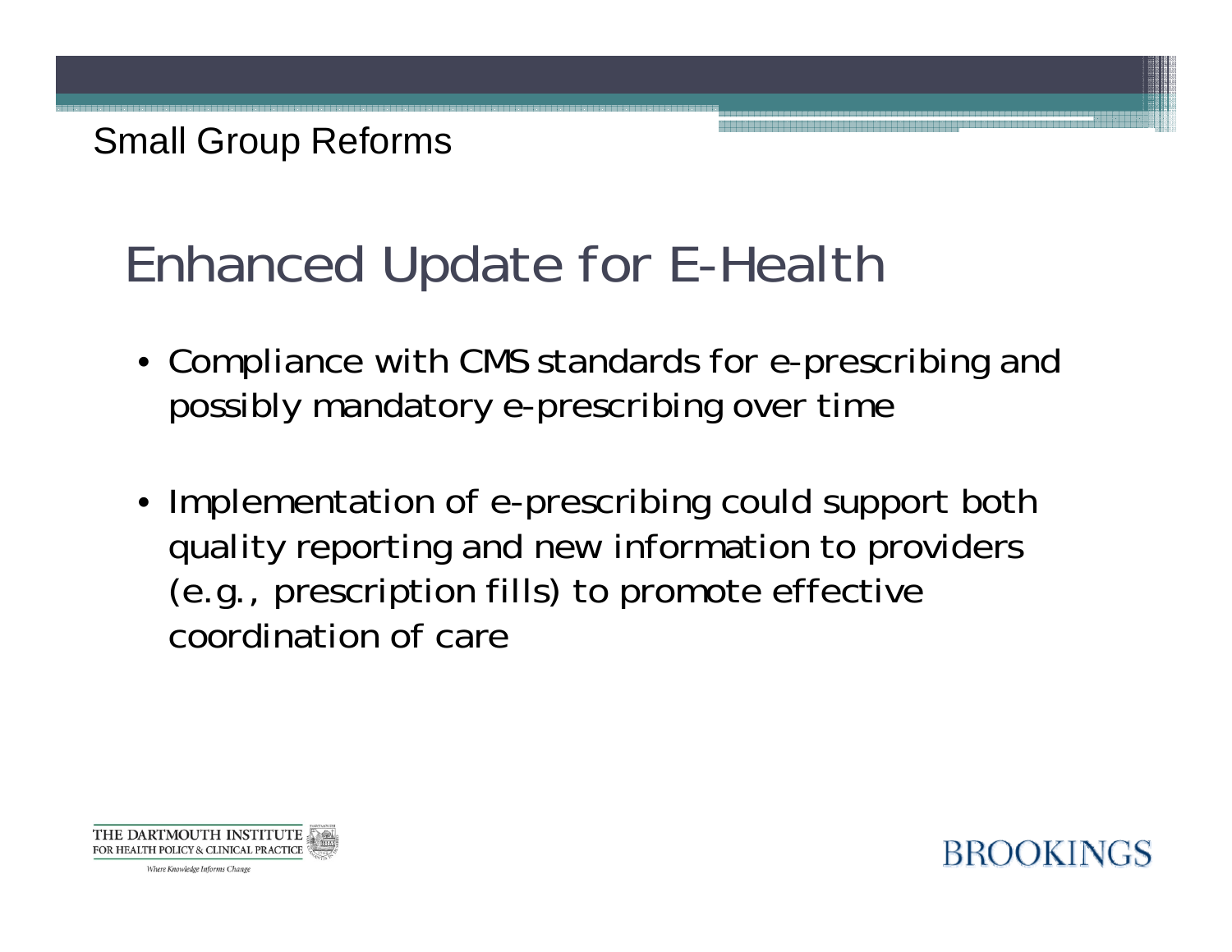Small Group Reforms

# Enhanced Update for E-Health

- Compliance with CMS standards for e-prescribing and possibly mandatory e-prescribing over time
- Implementation of e-prescribing could support both quality reporting and new information to providers (e.g., prescription fills) to promote effective coordination of care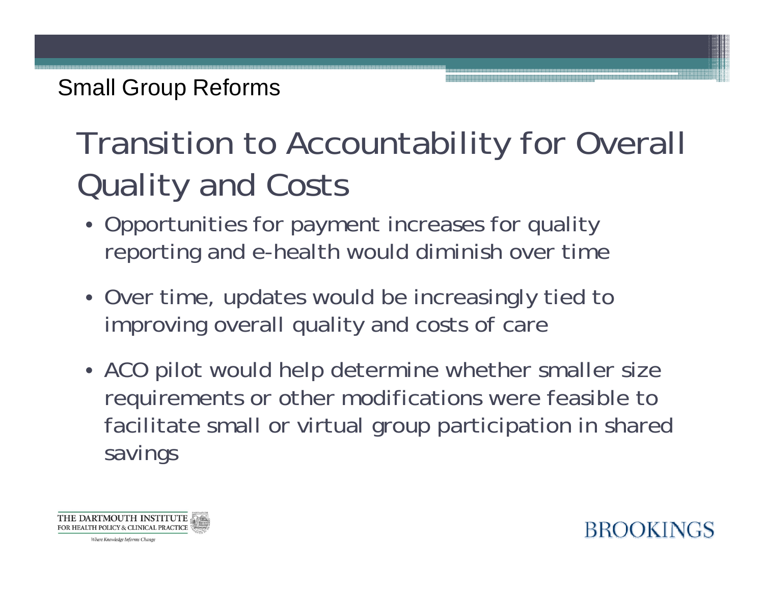Small Group Reforms

# Transition to Accountability for Overall Quality and Costs

- Opportunities for payment increases for quality reporting and e-health would diminish over time
- Over time, updates would be increasingly tied to improving overall quality and costs of care
- ACO pilot would help determine whether smaller size requirements or other modifications were feasible to facilitate small or virtual group participation in shared savings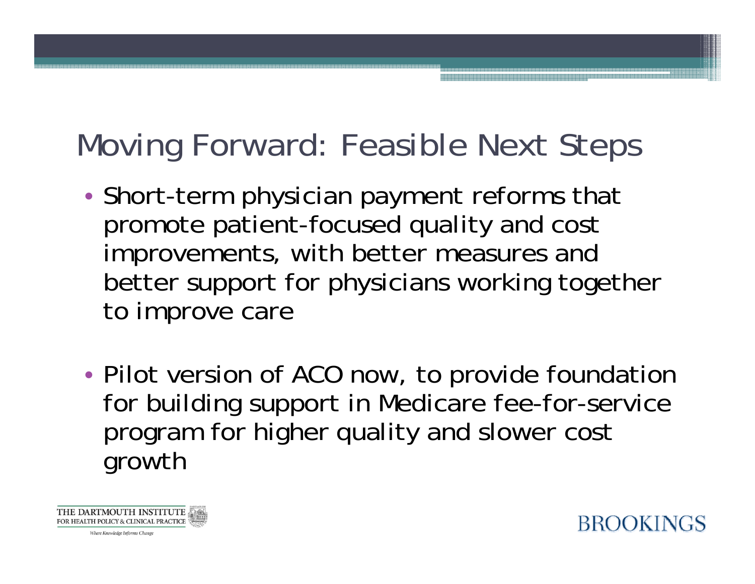# Moving Forward: Feasible Next Steps

- Short-term physician payment reforms that promote patient-focused quality and cost improvements, with better measures and better support for physicians working together to improve care

- Pilot version of ACO now, to provide foundation for building support in Medicare fee-for-service program for higher quality and slower cost growth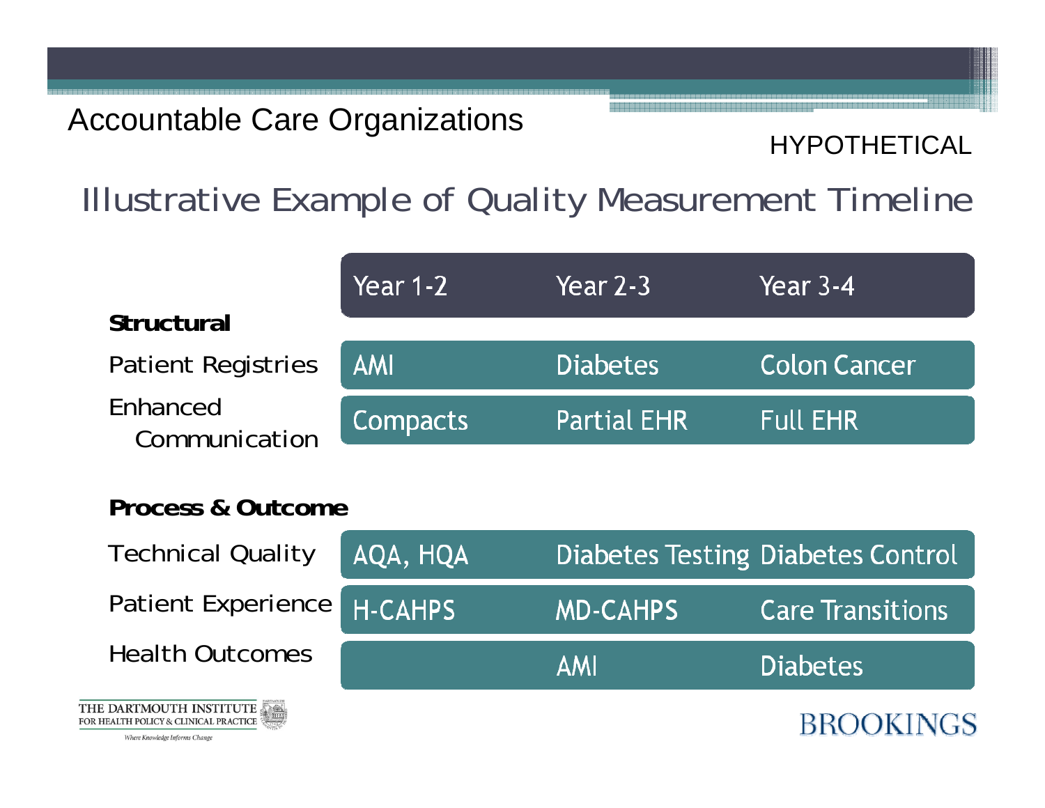# Accountable Care Organizations

HYPOTHETICAL

## Illustrative Example of Quality Measurement Timeline

| | Year 1-2 | Year 2-3 | Year 3-4 |
|---|---|---|---|
| **Structural** | | | |
| Patient Registries | AMI | Diabetes | Colon Cancer |
| Enhanced Communication | Compacts | Partial EHR | Full EHR |
| **Process & Outcome** | | | |
| Technical Quality | AQA, HQA | Diabetes Testing | Diabetes Control |
| Patient Experience | H-CAHPS | MD-CAHPS | Care Transitions |
| Health Outcomes | | AMI | Diabetes |

THE DARTMOUTH INSTITUTE FOR HEALTH POLICY & CLINICAL PRACTICE

*Where Knowledge Informs Change*

BROOKINGS